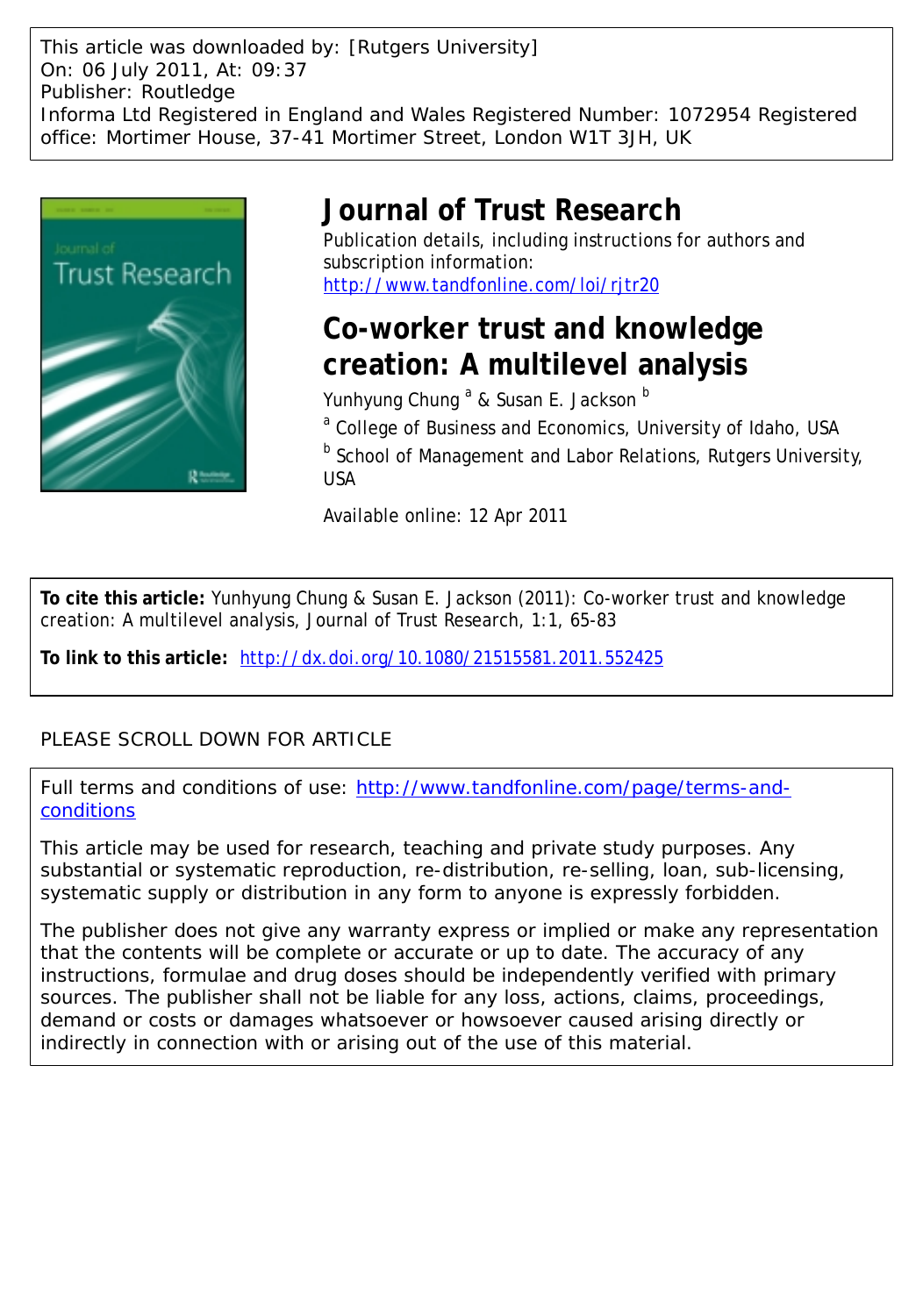This article was downloaded by: [Rutgers University]
On: 06 July 2011, At: 09:37
Publisher: Routledge
Informa Ltd Registered in England and Wales Registered Number: 1072954 Registered office: Mortimer House, 37-41 Mortimer Street, London W1T 3JH, UK

# Journal of Trust Research

Publication details, including instructions for authors and subscription information:
http://www.tandfonline.com/loi/rjtr20

# Co-worker trust and knowledge creation: A multilevel analysis

Yunhyung Chung [a] & Susan E. Jackson [b]

[a] College of Business and Economics, University of Idaho, USA

[b] School of Management and Labor Relations, Rutgers University, USA

Available online: 12 Apr 2011

**To cite this article:** Yunhyung Chung & Susan E. Jackson (2011): Co-worker trust and knowledge creation: A multilevel analysis, Journal of Trust Research, 1:1, 65-83

**To link to this article:** http://dx.doi.org/10.1080/21515581.2011.552425

PLEASE SCROLL DOWN FOR ARTICLE

Full terms and conditions of use: http://www.tandfonline.com/page/terms-and-conditions

This article may be used for research, teaching and private study purposes. Any substantial or systematic reproduction, re-distribution, re-selling, loan, sub-licensing, systematic supply or distribution in any form to anyone is expressly forbidden.

The publisher does not give any warranty express or implied or make any representation that the contents will be complete or accurate or up to date. The accuracy of any instructions, formulae and drug doses should be independently verified with primary sources. The publisher shall not be liable for any loss, actions, claims, proceedings, demand or costs or damages whatsoever or howsoever caused arising directly or indirectly in connection with or arising out of the use of this material.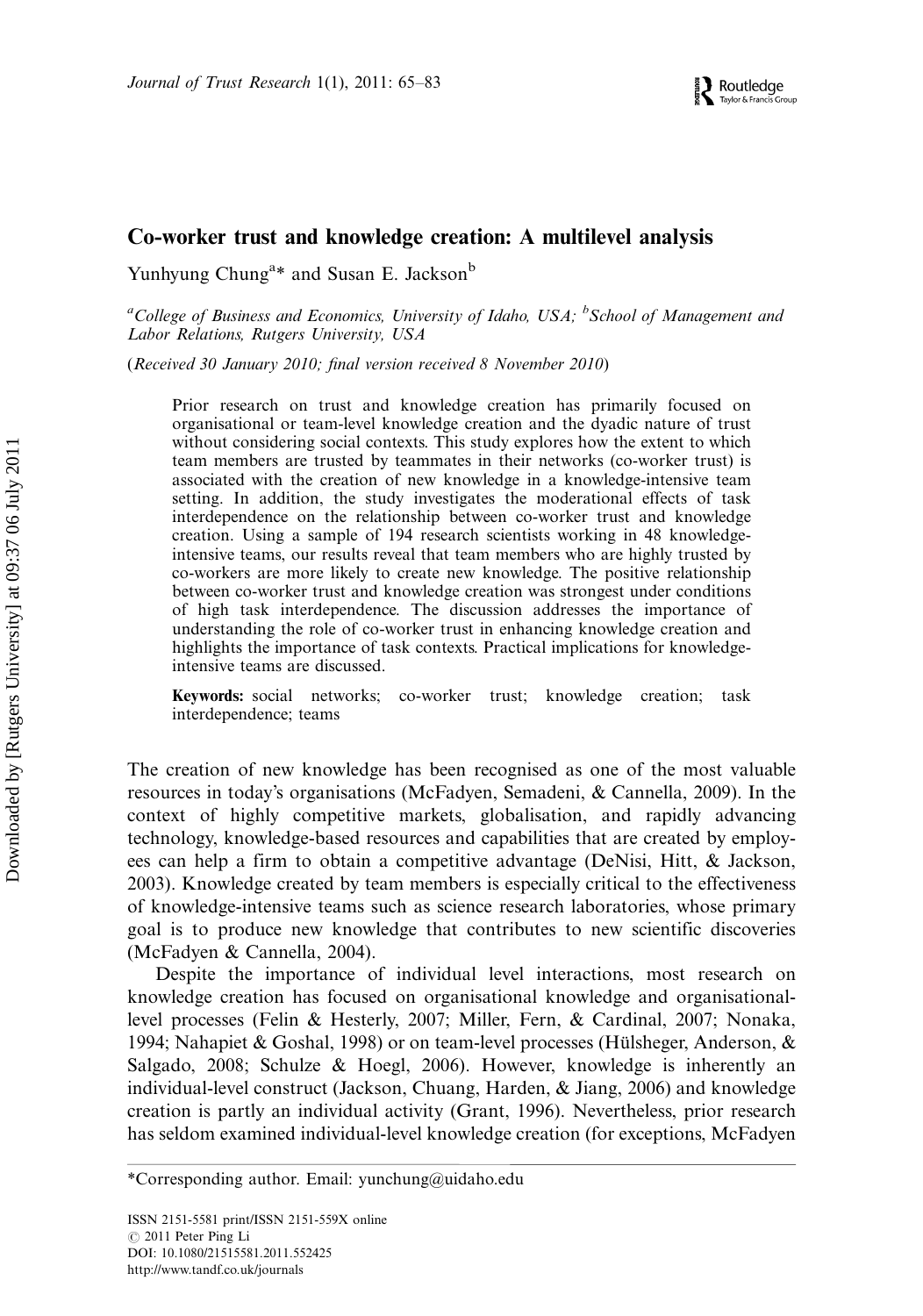# Co-worker trust and knowledge creation: A multilevel analysis

Yunhyung Chung[a]* and Susan E. Jackson[b]

[a]*College of Business and Economics, University of Idaho, USA;* [b]*School of Management and Labor Relations, Rutgers University, USA*

(*Received 30 January 2010; final version received 8 November 2010*)

Prior research on trust and knowledge creation has primarily focused on organisational or team-level knowledge creation and the dyadic nature of trust without considering social contexts. This study explores how the extent to which team members are trusted by teammates in their networks (co-worker trust) is associated with the creation of new knowledge in a knowledge-intensive team setting. In addition, the study investigates the moderational effects of task interdependence on the relationship between co-worker trust and knowledge creation. Using a sample of 194 research scientists working in 48 knowledge-intensive teams, our results reveal that team members who are highly trusted by co-workers are more likely to create new knowledge. The positive relationship between co-worker trust and knowledge creation was strongest under conditions of high task interdependence. The discussion addresses the importance of understanding the role of co-worker trust in enhancing knowledge creation and highlights the importance of task contexts. Practical implications for knowledge-intensive teams are discussed.

**Keywords:** social networks; co-worker trust; knowledge creation; task interdependence; teams

The creation of new knowledge has been recognised as one of the most valuable resources in today's organisations (McFadyen, Semadeni, & Cannella, 2009). In the context of highly competitive markets, globalisation, and rapidly advancing technology, knowledge-based resources and capabilities that are created by employees can help a firm to obtain a competitive advantage (DeNisi, Hitt, & Jackson, 2003). Knowledge created by team members is especially critical to the effectiveness of knowledge-intensive teams such as science research laboratories, whose primary goal is to produce new knowledge that contributes to new scientific discoveries (McFadyen & Cannella, 2004).

Despite the importance of individual level interactions, most research on knowledge creation has focused on organisational knowledge and organisational-level processes (Felin & Hesterly, 2007; Miller, Fern, & Cardinal, 2007; Nonaka, 1994; Nahapiet & Goshal, 1998) or on team-level processes (Hülsheger, Anderson, & Salgado, 2008; Schulze & Hoegl, 2006). However, knowledge is inherently an individual-level construct (Jackson, Chuang, Harden, & Jiang, 2006) and knowledge creation is partly an individual activity (Grant, 1996). Nevertheless, prior research has seldom examined individual-level knowledge creation (for exceptions, McFadyen

*Corresponding author. Email: yunchung@uidaho.edu

ISSN 2151-5581 print/ISSN 2151-559X online
© 2011 Peter Ping Li
DOI: 10.1080/21515581.2011.552425
http://www.tandf.co.uk/journals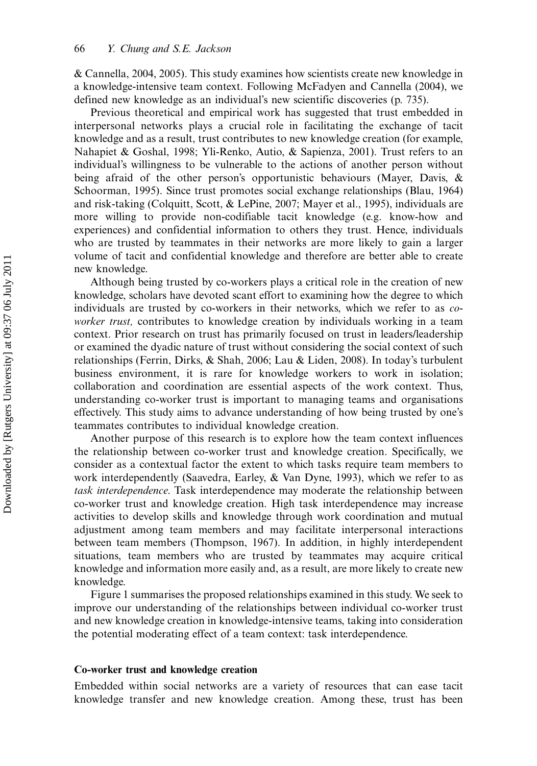& Cannella, 2004, 2005). This study examines how scientists create new knowledge in a knowledge-intensive team context. Following McFadyen and Cannella (2004), we defined new knowledge as an individual's new scientific discoveries (p. 735).

Previous theoretical and empirical work has suggested that trust embedded in interpersonal networks plays a crucial role in facilitating the exchange of tacit knowledge and as a result, trust contributes to new knowledge creation (for example, Nahapiet & Goshal, 1998; Yli-Renko, Autio, & Sapienza, 2001). Trust refers to an individual's willingness to be vulnerable to the actions of another person without being afraid of the other person's opportunistic behaviours (Mayer, Davis, & Schoorman, 1995). Since trust promotes social exchange relationships (Blau, 1964) and risk-taking (Colquitt, Scott, & LePine, 2007; Mayer et al., 1995), individuals are more willing to provide non-codifiable tacit knowledge (e.g. know-how and experiences) and confidential information to others they trust. Hence, individuals who are trusted by teammates in their networks are more likely to gain a larger volume of tacit and confidential knowledge and therefore are better able to create new knowledge.

Although being trusted by co-workers plays a critical role in the creation of new knowledge, scholars have devoted scant effort to examining how the degree to which individuals are trusted by co-workers in their networks, which we refer to as *co-worker trust,* contributes to knowledge creation by individuals working in a team context. Prior research on trust has primarily focused on trust in leaders/leadership or examined the dyadic nature of trust without considering the social context of such relationships (Ferrin, Dirks, & Shah, 2006; Lau & Liden, 2008). In today's turbulent business environment, it is rare for knowledge workers to work in isolation; collaboration and coordination are essential aspects of the work context. Thus, understanding co-worker trust is important to managing teams and organisations effectively. This study aims to advance understanding of how being trusted by one's teammates contributes to individual knowledge creation.

Another purpose of this research is to explore how the team context influences the relationship between co-worker trust and knowledge creation. Specifically, we consider as a contextual factor the extent to which tasks require team members to work interdependently (Saavedra, Earley, & Van Dyne, 1993), which we refer to as *task interdependence*. Task interdependence may moderate the relationship between co-worker trust and knowledge creation. High task interdependence may increase activities to develop skills and knowledge through work coordination and mutual adjustment among team members and may facilitate interpersonal interactions between team members (Thompson, 1967). In addition, in highly interdependent situations, team members who are trusted by teammates may acquire critical knowledge and information more easily and, as a result, are more likely to create new knowledge.

Figure 1 summarises the proposed relationships examined in this study. We seek to improve our understanding of the relationships between individual co-worker trust and new knowledge creation in knowledge-intensive teams, taking into consideration the potential moderating effect of a team context: task interdependence.

### Co-worker trust and knowledge creation

Embedded within social networks are a variety of resources that can ease tacit knowledge transfer and new knowledge creation. Among these, trust has been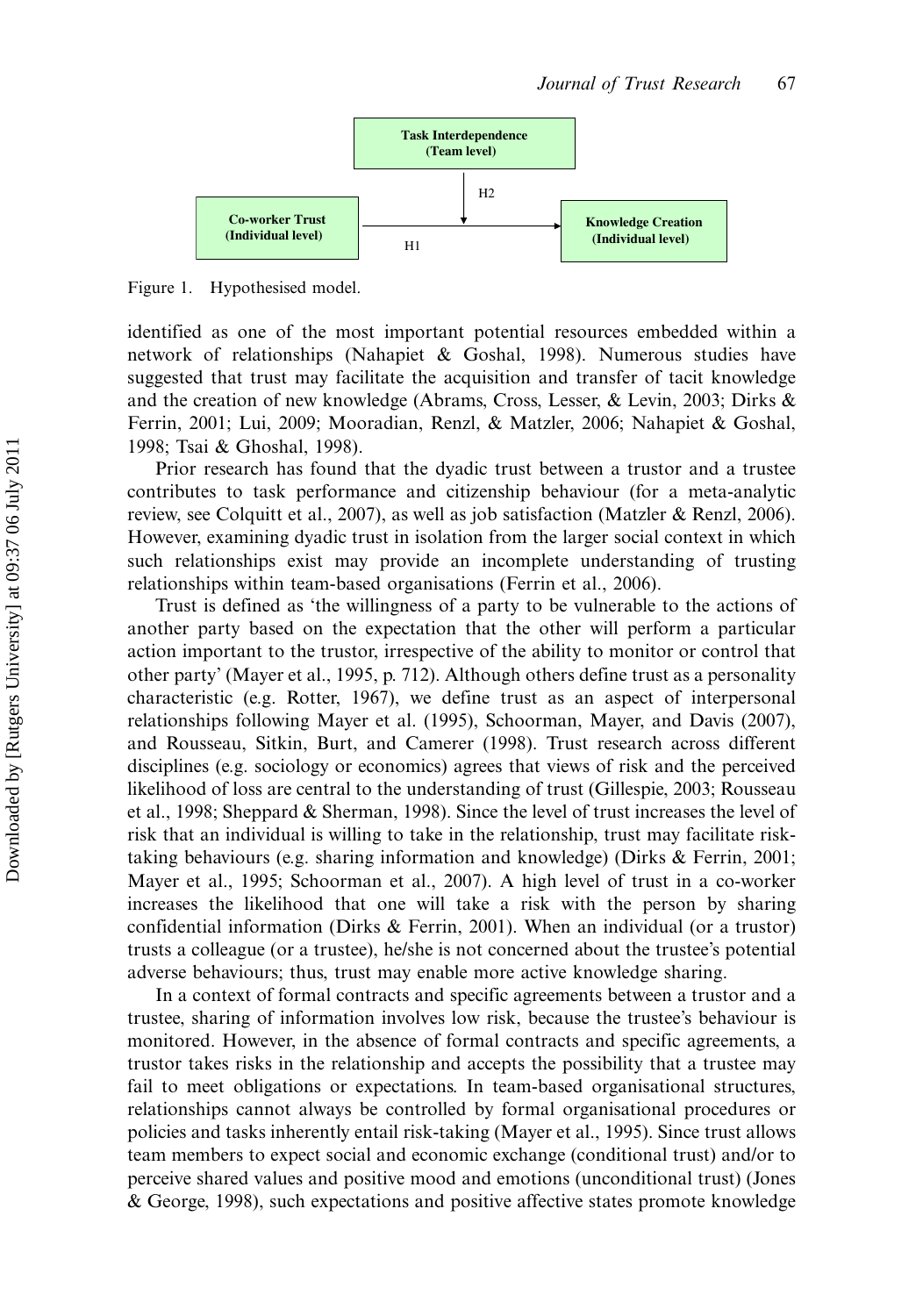Task Interdependence (Team level)

Co-worker Trust (Individual level) → Knowledge Creation (Individual level)

H1, H2

Figure 1. Hypothesised model.

identified as one of the most important potential resources embedded within a network of relationships (Nahapiet & Goshal, 1998). Numerous studies have suggested that trust may facilitate the acquisition and transfer of tacit knowledge and the creation of new knowledge (Abrams, Cross, Lesser, & Levin, 2003; Dirks & Ferrin, 2001; Lui, 2009; Mooradian, Renzl, & Matzler, 2006; Nahapiet & Goshal, 1998; Tsai & Ghoshal, 1998).

Prior research has found that the dyadic trust between a trustor and a trustee contributes to task performance and citizenship behaviour (for a meta-analytic review, see Colquitt et al., 2007), as well as job satisfaction (Matzler & Renzl, 2006). However, examining dyadic trust in isolation from the larger social context in which such relationships exist may provide an incomplete understanding of trusting relationships within team-based organisations (Ferrin et al., 2006).

Trust is defined as 'the willingness of a party to be vulnerable to the actions of another party based on the expectation that the other will perform a particular action important to the trustor, irrespective of the ability to monitor or control that other party' (Mayer et al., 1995, p. 712). Although others define trust as a personality characteristic (e.g. Rotter, 1967), we define trust as an aspect of interpersonal relationships following Mayer et al. (1995), Schoorman, Mayer, and Davis (2007), and Rousseau, Sitkin, Burt, and Camerer (1998). Trust research across different disciplines (e.g. sociology or economics) agrees that views of risk and the perceived likelihood of loss are central to the understanding of trust (Gillespie, 2003; Rousseau et al., 1998; Sheppard & Sherman, 1998). Since the level of trust increases the level of risk that an individual is willing to take in the relationship, trust may facilitate risk-taking behaviours (e.g. sharing information and knowledge) (Dirks & Ferrin, 2001; Mayer et al., 1995; Schoorman et al., 2007). A high level of trust in a co-worker increases the likelihood that one will take a risk with the person by sharing confidential information (Dirks & Ferrin, 2001). When an individual (or a trustor) trusts a colleague (or a trustee), he/she is not concerned about the trustee's potential adverse behaviours; thus, trust may enable more active knowledge sharing.

In a context of formal contracts and specific agreements between a trustor and a trustee, sharing of information involves low risk, because the trustee's behaviour is monitored. However, in the absence of formal contracts and specific agreements, a trustor takes risks in the relationship and accepts the possibility that a trustee may fail to meet obligations or expectations. In team-based organisational structures, relationships cannot always be controlled by formal organisational procedures or policies and tasks inherently entail risk-taking (Mayer et al., 1995). Since trust allows team members to expect social and economic exchange (conditional trust) and/or to perceive shared values and positive mood and emotions (unconditional trust) (Jones & George, 1998), such expectations and positive affective states promote knowledge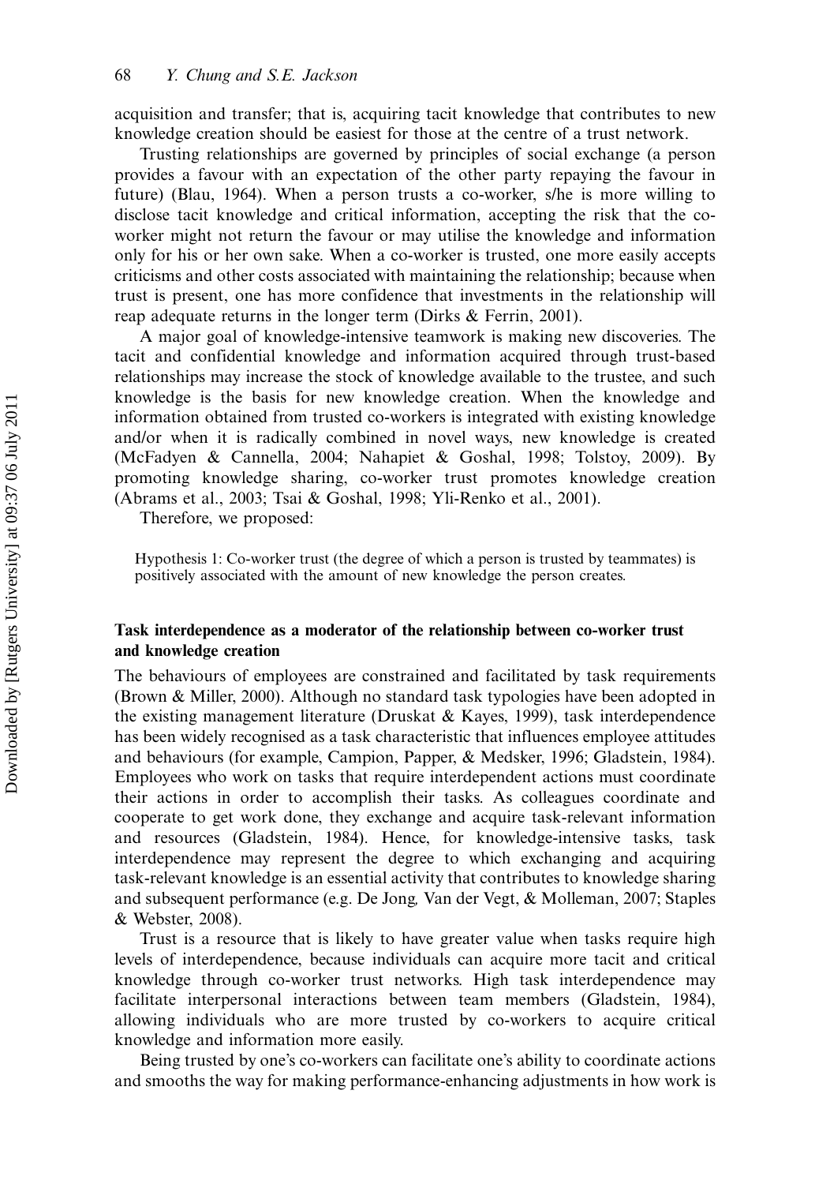acquisition and transfer; that is, acquiring tacit knowledge that contributes to new knowledge creation should be easiest for those at the centre of a trust network.

Trusting relationships are governed by principles of social exchange (a person provides a favour with an expectation of the other party repaying the favour in future) (Blau, 1964). When a person trusts a co-worker, s/he is more willing to disclose tacit knowledge and critical information, accepting the risk that the co-worker might not return the favour or may utilise the knowledge and information only for his or her own sake. When a co-worker is trusted, one more easily accepts criticisms and other costs associated with maintaining the relationship; because when trust is present, one has more confidence that investments in the relationship will reap adequate returns in the longer term (Dirks & Ferrin, 2001).

A major goal of knowledge-intensive teamwork is making new discoveries. The tacit and confidential knowledge and information acquired through trust-based relationships may increase the stock of knowledge available to the trustee, and such knowledge is the basis for new knowledge creation. When the knowledge and information obtained from trusted co-workers is integrated with existing knowledge and/or when it is radically combined in novel ways, new knowledge is created (McFadyen & Cannella, 2004; Nahapiet & Goshal, 1998; Tolstoy, 2009). By promoting knowledge sharing, co-worker trust promotes knowledge creation (Abrams et al., 2003; Tsai & Goshal, 1998; Yli-Renko et al., 2001).

Therefore, we proposed:

> Hypothesis 1: Co-worker trust (the degree of which a person is trusted by teammates) is positively associated with the amount of new knowledge the person creates.

### Task interdependence as a moderator of the relationship between co-worker trust and knowledge creation

The behaviours of employees are constrained and facilitated by task requirements (Brown & Miller, 2000). Although no standard task typologies have been adopted in the existing management literature (Druskat & Kayes, 1999), task interdependence has been widely recognised as a task characteristic that influences employee attitudes and behaviours (for example, Campion, Papper, & Medsker, 1996; Gladstein, 1984). Employees who work on tasks that require interdependent actions must coordinate their actions in order to accomplish their tasks. As colleagues coordinate and cooperate to get work done, they exchange and acquire task-relevant information and resources (Gladstein, 1984). Hence, for knowledge-intensive tasks, task interdependence may represent the degree to which exchanging and acquiring task-relevant knowledge is an essential activity that contributes to knowledge sharing and subsequent performance (e.g. De Jong, Van der Vegt, & Molleman, 2007; Staples & Webster, 2008).

Trust is a resource that is likely to have greater value when tasks require high levels of interdependence, because individuals can acquire more tacit and critical knowledge through co-worker trust networks. High task interdependence may facilitate interpersonal interactions between team members (Gladstein, 1984), allowing individuals who are more trusted by co-workers to acquire critical knowledge and information more easily.

Being trusted by one's co-workers can facilitate one's ability to coordinate actions and smooths the way for making performance-enhancing adjustments in how work is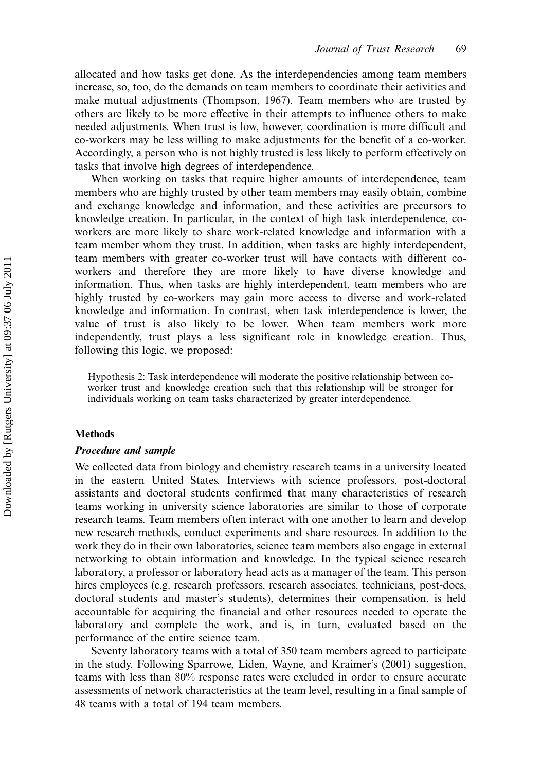allocated and how tasks get done. As the interdependencies among team members increase, so, too, do the demands on team members to coordinate their activities and make mutual adjustments (Thompson, 1967). Team members who are trusted by others are likely to be more effective in their attempts to influence others to make needed adjustments. When trust is low, however, coordination is more difficult and co-workers may be less willing to make adjustments for the benefit of a co-worker. Accordingly, a person who is not highly trusted is less likely to perform effectively on tasks that involve high degrees of interdependence.

When working on tasks that require higher amounts of interdependence, team members who are highly trusted by other team members may easily obtain, combine and exchange knowledge and information, and these activities are precursors to knowledge creation. In particular, in the context of high task interdependence, co-workers are more likely to share work-related knowledge and information with a team member whom they trust. In addition, when tasks are highly interdependent, team members with greater co-worker trust will have contacts with different co-workers and therefore they are more likely to have diverse knowledge and information. Thus, when tasks are highly interdependent, team members who are highly trusted by co-workers may gain more access to diverse and work-related knowledge and information. In contrast, when task interdependence is lower, the value of trust is also likely to be lower. When team members work more independently, trust plays a less significant role in knowledge creation. Thus, following this logic, we proposed:

> Hypothesis 2: Task interdependence will moderate the positive relationship between co-worker trust and knowledge creation such that this relationship will be stronger for individuals working on team tasks characterized by greater interdependence.

## Methods

### *Procedure and sample*

We collected data from biology and chemistry research teams in a university located in the eastern United States. Interviews with science professors, post-doctoral assistants and doctoral students confirmed that many characteristics of research teams working in university science laboratories are similar to those of corporate research teams. Team members often interact with one another to learn and develop new research methods, conduct experiments and share resources. In addition to the work they do in their own laboratories, science team members also engage in external networking to obtain information and knowledge. In the typical science research laboratory, a professor or laboratory head acts as a manager of the team. This person hires employees (e.g. research professors, research associates, technicians, post-docs, doctoral students and master's students), determines their compensation, is held accountable for acquiring the financial and other resources needed to operate the laboratory and complete the work, and is, in turn, evaluated based on the performance of the entire science team.

Seventy laboratory teams with a total of 350 team members agreed to participate in the study. Following Sparrowe, Liden, Wayne, and Kraimer's (2001) suggestion, teams with less than 80% response rates were excluded in order to ensure accurate assessments of network characteristics at the team level, resulting in a final sample of 48 teams with a total of 194 team members.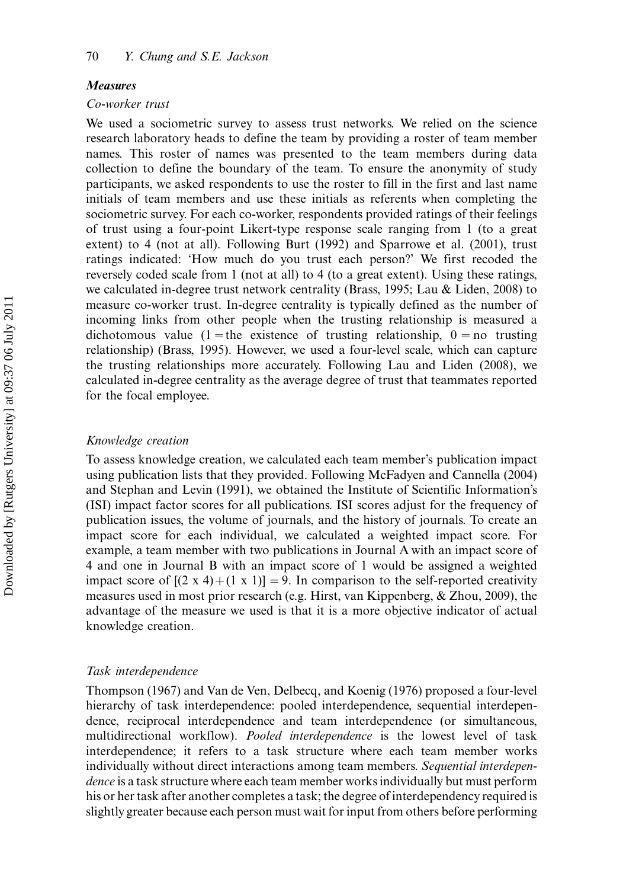### *Measures*

#### *Co-worker trust*

We used a sociometric survey to assess trust networks. We relied on the science research laboratory heads to define the team by providing a roster of team member names. This roster of names was presented to the team members during data collection to define the boundary of the team. To ensure the anonymity of study participants, we asked respondents to use the roster to fill in the first and last name initials of team members and use these initials as referents when completing the sociometric survey. For each co-worker, respondents provided ratings of their feelings of trust using a four-point Likert-type response scale ranging from 1 (to a great extent) to 4 (not at all). Following Burt (1992) and Sparrowe et al. (2001), trust ratings indicated: 'How much do you trust each person?' We first recoded the reversely coded scale from 1 (not at all) to 4 (to a great extent). Using these ratings, we calculated in-degree trust network centrality (Brass, 1995; Lau & Liden, 2008) to measure co-worker trust. In-degree centrality is typically defined as the number of incoming links from other people when the trusting relationship is measured a dichotomous value (1 = the existence of trusting relationship, 0 = no trusting relationship) (Brass, 1995). However, we used a four-level scale, which can capture the trusting relationships more accurately. Following Lau and Liden (2008), we calculated in-degree centrality as the average degree of trust that teammates reported for the focal employee.

#### *Knowledge creation*

To assess knowledge creation, we calculated each team member's publication impact using publication lists that they provided. Following McFadyen and Cannella (2004) and Stephan and Levin (1991), we obtained the Institute of Scientific Information's (ISI) impact factor scores for all publications. ISI scores adjust for the frequency of publication issues, the volume of journals, and the history of journals. To create an impact score for each individual, we calculated a weighted impact score. For example, a team member with two publications in Journal A with an impact score of 4 and one in Journal B with an impact score of 1 would be assigned a weighted impact score of $[(2 \times 4) + (1 \times 1)] = 9$. In comparison to the self-reported creativity measures used in most prior research (e.g. Hirst, van Kippenberg, & Zhou, 2009), the advantage of the measure we used is that it is a more objective indicator of actual knowledge creation.

#### *Task interdependence*

Thompson (1967) and Van de Ven, Delbecq, and Koenig (1976) proposed a four-level hierarchy of task interdependence: pooled interdependence, sequential interdependence, reciprocal interdependence and team interdependence (or simultaneous, multidirectional workflow). *Pooled interdependence* is the lowest level of task interdependence; it refers to a task structure where each team member works individually without direct interactions among team members. *Sequential interdependence* is a task structure where each team member works individually but must perform his or her task after another completes a task; the degree of interdependency required is slightly greater because each person must wait for input from others before performing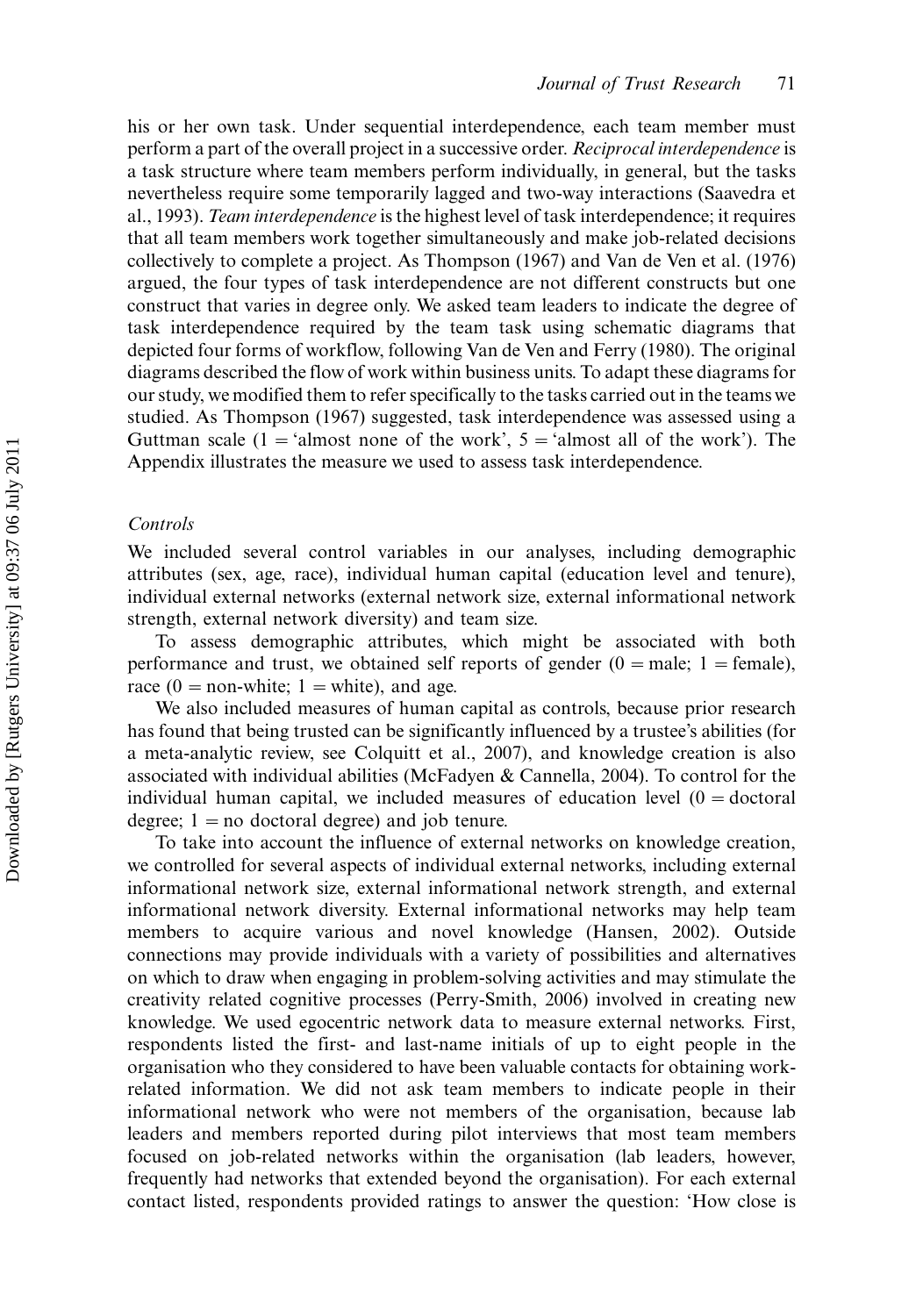his or her own task. Under sequential interdependence, each team member must perform a part of the overall project in a successive order. *Reciprocal interdependence* is a task structure where team members perform individually, in general, but the tasks nevertheless require some temporarily lagged and two-way interactions (Saavedra et al., 1993). *Team interdependence* is the highest level of task interdependence; it requires that all team members work together simultaneously and make job-related decisions collectively to complete a project. As Thompson (1967) and Van de Ven et al. (1976) argued, the four types of task interdependence are not different constructs but one construct that varies in degree only. We asked team leaders to indicate the degree of task interdependence required by the team task using schematic diagrams that depicted four forms of workflow, following Van de Ven and Ferry (1980). The original diagrams described the flow of work within business units. To adapt these diagrams for our study, we modified them to refer specifically to the tasks carried out in the teams we studied. As Thompson (1967) suggested, task interdependence was assessed using a Guttman scale (1 = 'almost none of the work', 5 = 'almost all of the work'). The Appendix illustrates the measure we used to assess task interdependence.

### *Controls*

We included several control variables in our analyses, including demographic attributes (sex, age, race), individual human capital (education level and tenure), individual external networks (external network size, external informational network strength, external network diversity) and team size.

To assess demographic attributes, which might be associated with both performance and trust, we obtained self reports of gender (0 = male; 1 = female), race (0 = non-white; 1 = white), and age.

We also included measures of human capital as controls, because prior research has found that being trusted can be significantly influenced by a trustee's abilities (for a meta-analytic review, see Colquitt et al., 2007), and knowledge creation is also associated with individual abilities (McFadyen & Cannella, 2004). To control for the individual human capital, we included measures of education level (0 = doctoral degree; 1 = no doctoral degree) and job tenure.

To take into account the influence of external networks on knowledge creation, we controlled for several aspects of individual external networks, including external informational network size, external informational network strength, and external informational network diversity. External informational networks may help team members to acquire various and novel knowledge (Hansen, 2002). Outside connections may provide individuals with a variety of possibilities and alternatives on which to draw when engaging in problem-solving activities and may stimulate the creativity related cognitive processes (Perry-Smith, 2006) involved in creating new knowledge. We used egocentric network data to measure external networks. First, respondents listed the first- and last-name initials of up to eight people in the organisation who they considered to have been valuable contacts for obtaining work-related information. We did not ask team members to indicate people in their informational network who were not members of the organisation, because lab leaders and members reported during pilot interviews that most team members focused on job-related networks within the organisation (lab leaders, however, frequently had networks that extended beyond the organisation). For each external contact listed, respondents provided ratings to answer the question: 'How close is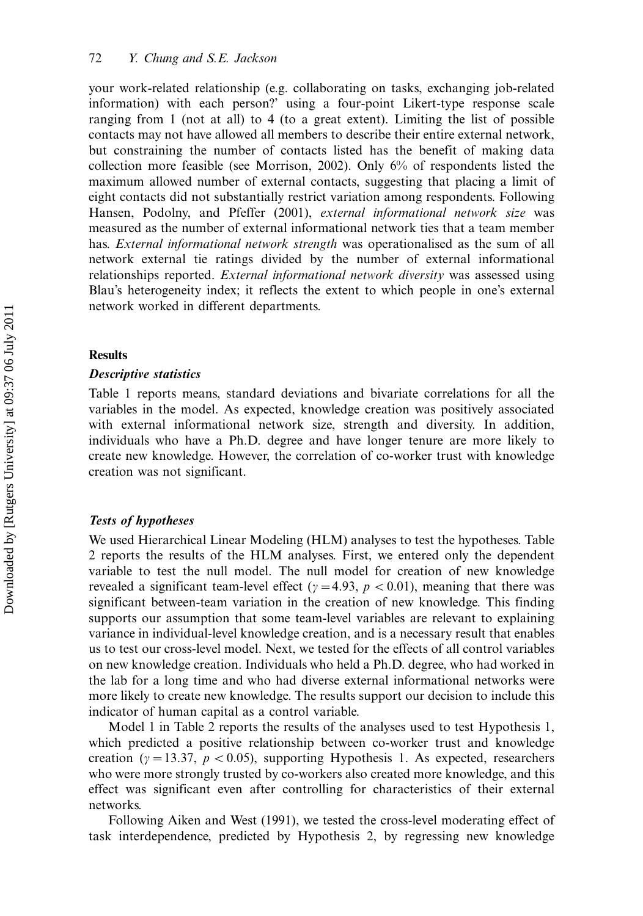your work-related relationship (e.g. collaborating on tasks, exchanging job-related information) with each person?' using a four-point Likert-type response scale ranging from 1 (not at all) to 4 (to a great extent). Limiting the list of possible contacts may not have allowed all members to describe their entire external network, but constraining the number of contacts listed has the benefit of making data collection more feasible (see Morrison, 2002). Only 6% of respondents listed the maximum allowed number of external contacts, suggesting that placing a limit of eight contacts did not substantially restrict variation among respondents. Following Hansen, Podolny, and Pfeffer (2001), *external informational network size* was measured as the number of external informational network ties that a team member has. *External informational network strength* was operationalised as the sum of all network external tie ratings divided by the number of external informational relationships reported. *External informational network diversity* was assessed using Blau's heterogeneity index; it reflects the extent to which people in one's external network worked in different departments.

## Results

### *Descriptive statistics*

Table 1 reports means, standard deviations and bivariate correlations for all the variables in the model. As expected, knowledge creation was positively associated with external informational network size, strength and diversity. In addition, individuals who have a Ph.D. degree and have longer tenure are more likely to create new knowledge. However, the correlation of co-worker trust with knowledge creation was not significant.

### *Tests of hypotheses*

We used Hierarchical Linear Modeling (HLM) analyses to test the hypotheses. Table 2 reports the results of the HLM analyses. First, we entered only the dependent variable to test the null model. The null model for creation of new knowledge revealed a significant team-level effect ($\gamma = 4.93$, $p < 0.01$), meaning that there was significant between-team variation in the creation of new knowledge. This finding supports our assumption that some team-level variables are relevant to explaining variance in individual-level knowledge creation, and is a necessary result that enables us to test our cross-level model. Next, we tested for the effects of all control variables on new knowledge creation. Individuals who held a Ph.D. degree, who had worked in the lab for a long time and who had diverse external informational networks were more likely to create new knowledge. The results support our decision to include this indicator of human capital as a control variable.

Model 1 in Table 2 reports the results of the analyses used to test Hypothesis 1, which predicted a positive relationship between co-worker trust and knowledge creation ($\gamma = 13.37$, $p < 0.05$), supporting Hypothesis 1. As expected, researchers who were more strongly trusted by co-workers also created more knowledge, and this effect was significant even after controlling for characteristics of their external networks.

Following Aiken and West (1991), we tested the cross-level moderating effect of task interdependence, predicted by Hypothesis 2, by regressing new knowledge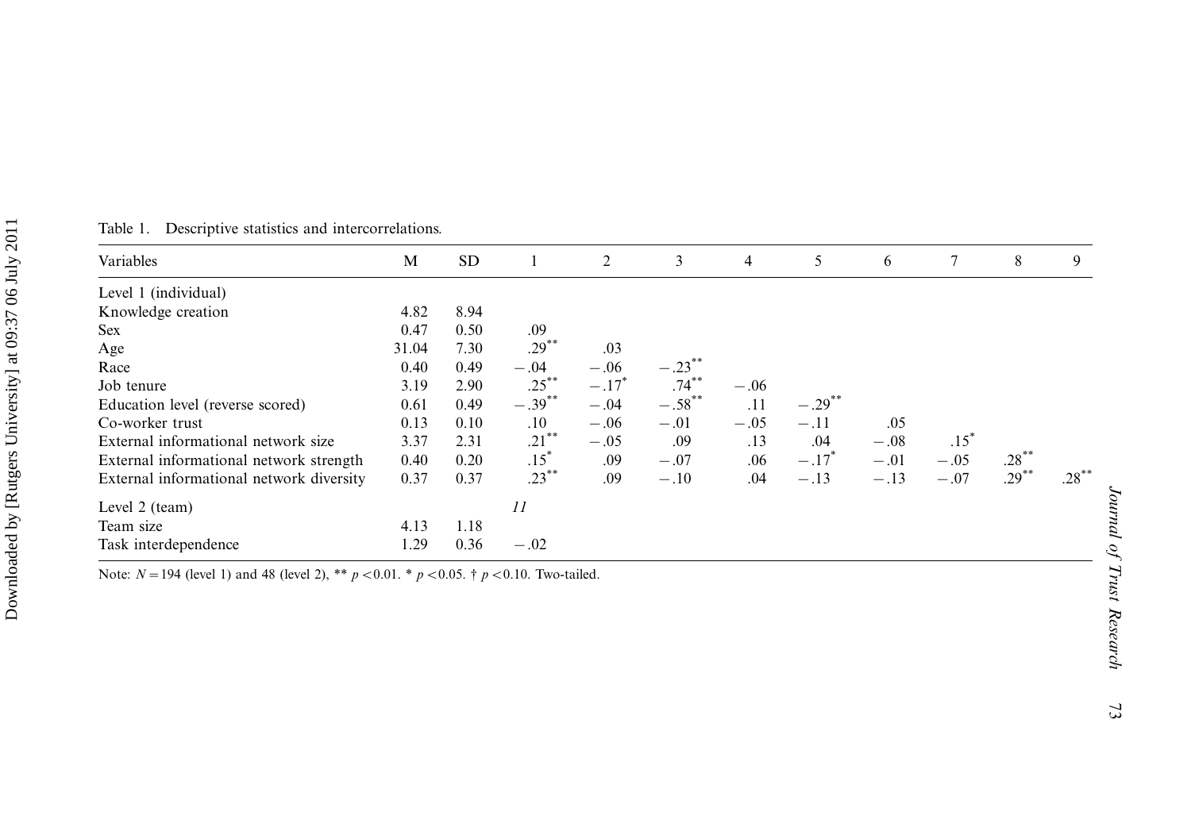Table 1. Descriptive statistics and intercorrelations.

| Variables | M | SD | 1 | 2 | 3 | 4 | 5 | 6 | 7 | 8 | 9 |
|---|---|---|---|---|---|---|---|---|---|---|---|
| Level 1 (individual) | | | | | | | | | | | |
| Knowledge creation | 4.82 | 8.94 | | | | | | | | | |
| Sex | 0.47 | 0.50 | .09 | | | | | | | | |
| Age | 31.04 | 7.30 | .29** | .03 | | | | | | | |
| Race | 0.40 | 0.49 | −.04 | −.06 | −.23** | | | | | | |
| Job tenure | 3.19 | 2.90 | .25** | −.17* | .74** | −.06 | | | | | |
| Education level (reverse scored) | 0.61 | 0.49 | −.39** | −.04 | −.58** | .11 | −.29** | | | | |
| Co-worker trust | 0.13 | 0.10 | .10 | −.06 | −.01 | −.05 | −.11 | .05 | | | |
| External informational network size | 3.37 | 2.31 | .21** | −.05 | .09 | .13 | .04 | −.08 | .15* | | |
| External informational network strength | 0.40 | 0.20 | .15* | .09 | −.07 | .06 | −.17* | −.01 | −.05 | .28** | |
| External informational network diversity | 0.37 | 0.37 | .23** | .09 | −.10 | .04 | −.13 | −.13 | −.07 | .29** | .28** |
| Level 2 (team) | | | *11* | | | | | | | | |
| Team size | 4.13 | 1.18 | | | | | | | | | |
| Task interdependence | 1.29 | 0.36 | −.02 | | | | | | | | |

Note: $N = 194$ (level 1) and 48 (level 2), ** $p < 0.01$. * $p < 0.05$. † $p < 0.10$. Two-tailed.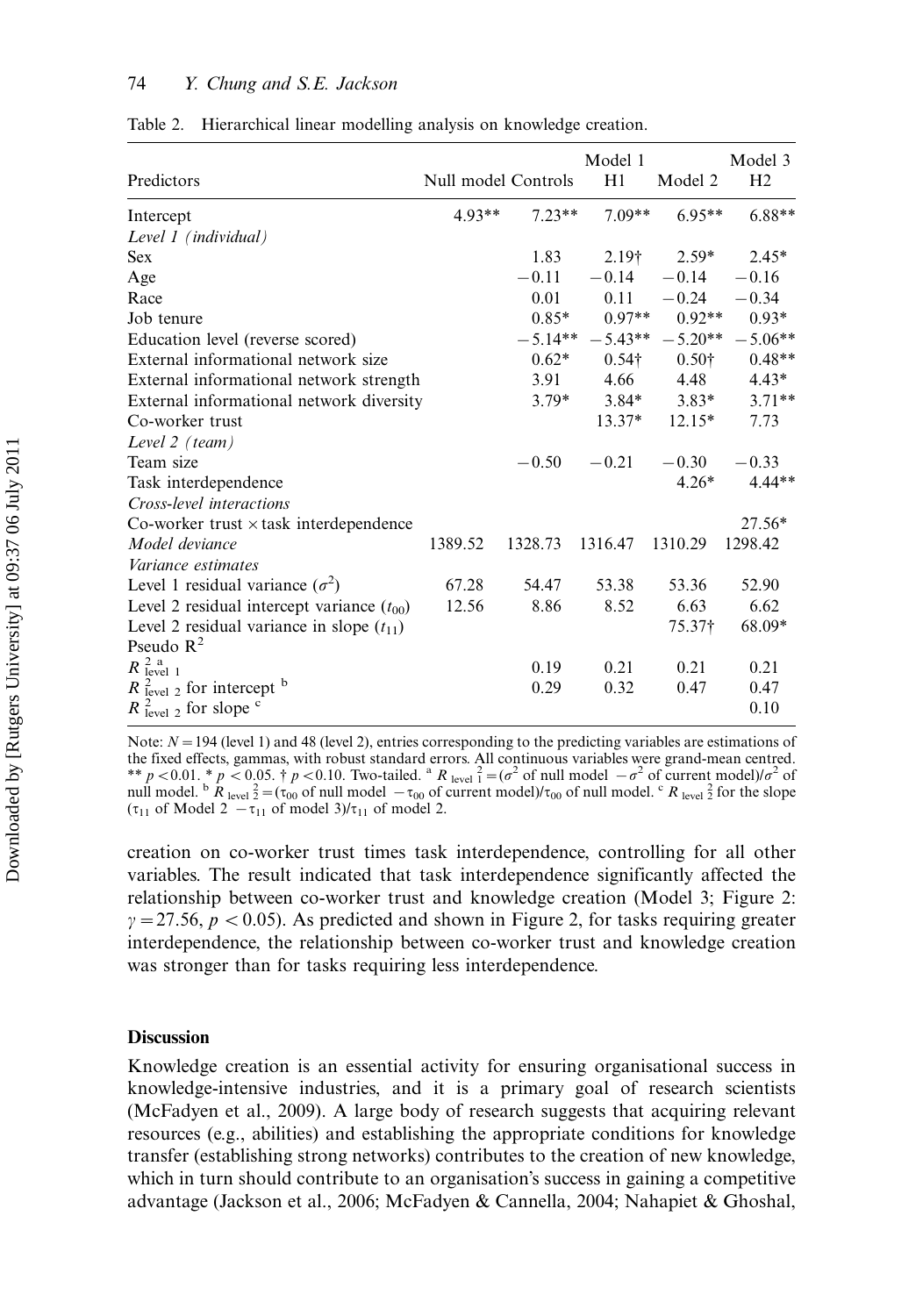Table 2. Hierarchical linear modelling analysis on knowledge creation.

| Predictors | Null model | Controls | Model 1 H1 | Model 2 | Model 3 H2 |
|---|---|---|---|---|---|
| Intercept | 4.93** | 7.23** | 7.09** | 6.95** | 6.88** |
| *Level 1 (individual)* | | | | | |
| Sex | | 1.83 | 2.19† | 2.59* | 2.45* |
| Age | | −0.11 | −0.14 | −0.14 | −0.16 |
| Race | | 0.01 | 0.11 | −0.24 | −0.34 |
| Job tenure | | 0.85* | 0.97** | 0.92** | 0.93* |
| Education level (reverse scored) | | −5.14** | −5.43** | −5.20** | −5.06** |
| External informational network size | | 0.62* | 0.54† | 0.50† | 0.48** |
| External informational network strength | | 3.91 | 4.66 | 4.48 | 4.43* |
| External informational network diversity | | 3.79* | 3.84* | 3.83* | 3.71** |
| Co-worker trust | | | 13.37* | 12.15* | 7.73 |
| *Level 2 (team)* | | | | | |
| Team size | | −0.50 | −0.21 | −0.30 | −0.33 |
| Task interdependence | | | | 4.26* | 4.44** |
| *Cross-level interactions* | | | | | |
| Co-worker trust × task interdependence | | | | | 27.56* |
| *Model deviance* | 1389.52 | 1328.73 | 1316.47 | 1310.29 | 1298.42 |
| *Variance estimates* | | | | | |
| Level 1 residual variance ($\sigma^2$) | 67.28 | 54.47 | 53.38 | 53.36 | 52.90 |
| Level 2 residual intercept variance ($t_{00}$) | 12.56 | 8.86 | 8.52 | 6.63 | 6.62 |
| Level 2 residual variance in slope ($t_{11}$) | | | | 75.37† | 68.09* |
| Pseudo $R^2$ | | | | | |
| $R^2_{\text{level 1}}$ [a] | | 0.19 | 0.21 | 0.21 | 0.21 |
| $R^2_{\text{level 2}}$ for intercept [b] | | 0.29 | 0.32 | 0.47 | 0.47 |
| $R^2_{\text{level 2}}$ for slope [c] | | | | | 0.10 |

Note: $N = 194$ (level 1) and 48 (level 2), entries corresponding to the predicting variables are estimations of the fixed effects, gammas, with robust standard errors. All continuous variables were grand-mean centred. ** $p < 0.01$. * $p < 0.05$. † $p < 0.10$. Two-tailed. [a] $R^2_{\text{level 1}} = (\sigma^2$ of null model $- \sigma^2$ of current model$)/\sigma^2$ of null model. [b] $R^2_{\text{level 2}} = (\tau_{00}$ of null model $- \tau_{00}$ of current model$)/\tau_{00}$ of null model. [c] $R^2_{\text{level 2}}$ for the slope ($\tau_{11}$ of Model 2 $- \tau_{11}$ of model 3)/$\tau_{11}$ of model 2.

creation on co-worker trust times task interdependence, controlling for all other variables. The result indicated that task interdependence significantly affected the relationship between co-worker trust and knowledge creation (Model 3; Figure 2: $\gamma = 27.56$, $p < 0.05$). As predicted and shown in Figure 2, for tasks requiring greater interdependence, the relationship between co-worker trust and knowledge creation was stronger than for tasks requiring less interdependence.

## Discussion

Knowledge creation is an essential activity for ensuring organisational success in knowledge-intensive industries, and it is a primary goal of research scientists (McFadyen et al., 2009). A large body of research suggests that acquiring relevant resources (e.g., abilities) and establishing the appropriate conditions for knowledge transfer (establishing strong networks) contributes to the creation of new knowledge, which in turn should contribute to an organisation's success in gaining a competitive advantage (Jackson et al., 2006; McFadyen & Cannella, 2004; Nahapiet & Ghoshal,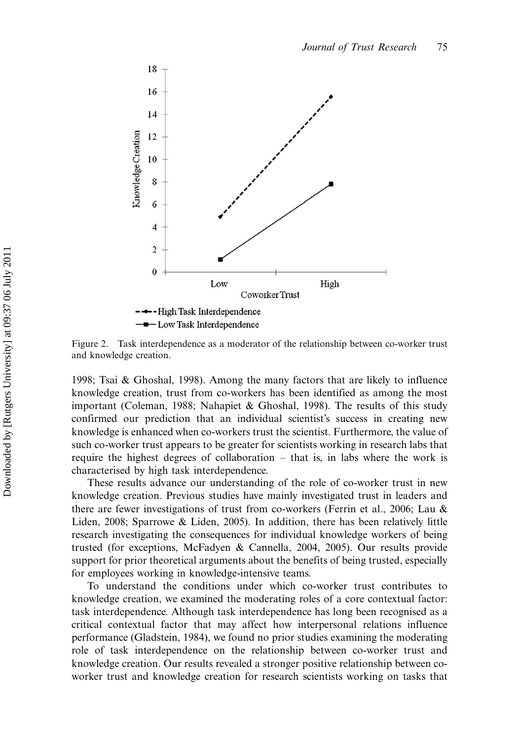Figure 2. Task interdependence as a moderator of the relationship between co-worker trust and knowledge creation.

1998; Tsai & Ghoshal, 1998). Among the many factors that are likely to influence knowledge creation, trust from co-workers has been identified as among the most important (Coleman, 1988; Nahapiet & Ghoshal, 1998). The results of this study confirmed our prediction that an individual scientist's success in creating new knowledge is enhanced when co-workers trust the scientist. Furthermore, the value of such co-worker trust appears to be greater for scientists working in research labs that require the highest degrees of collaboration – that is, in labs where the work is characterised by high task interdependence.

These results advance our understanding of the role of co-worker trust in new knowledge creation. Previous studies have mainly investigated trust in leaders and there are fewer investigations of trust from co-workers (Ferrin et al., 2006; Lau & Liden, 2008; Sparrowe & Liden, 2005). In addition, there has been relatively little research investigating the consequences for individual knowledge workers of being trusted (for exceptions, McFadyen & Cannella, 2004, 2005). Our results provide support for prior theoretical arguments about the benefits of being trusted, especially for employees working in knowledge-intensive teams.

To understand the conditions under which co-worker trust contributes to knowledge creation, we examined the moderating roles of a core contextual factor: task interdependence. Although task interdependence has long been recognised as a critical contextual factor that may affect how interpersonal relations influence performance (Gladstein, 1984), we found no prior studies examining the moderating role of task interdependence on the relationship between co-worker trust and knowledge creation. Our results revealed a stronger positive relationship between co-worker trust and knowledge creation for research scientists working on tasks that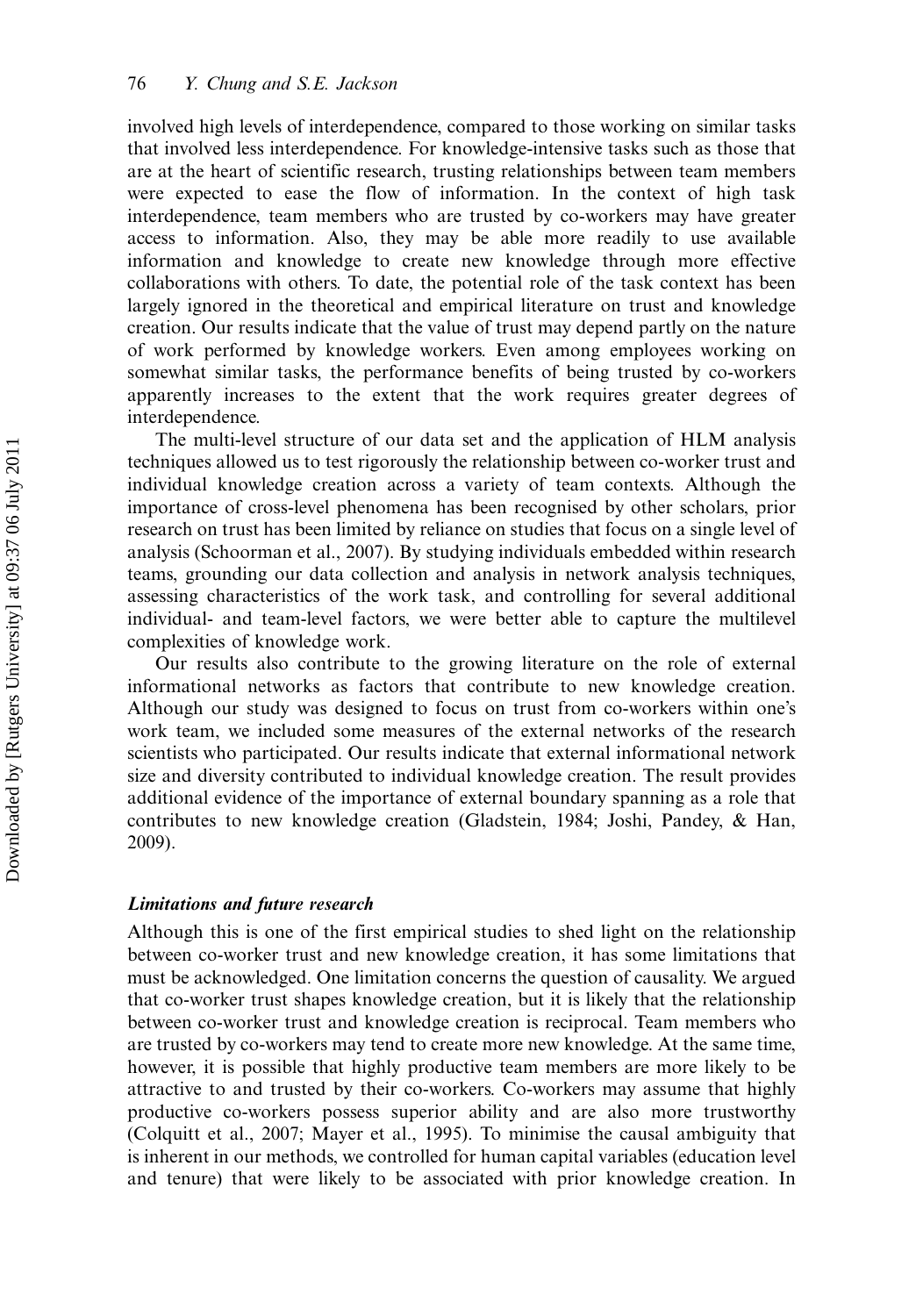involved high levels of interdependence, compared to those working on similar tasks that involved less interdependence. For knowledge-intensive tasks such as those that are at the heart of scientific research, trusting relationships between team members were expected to ease the flow of information. In the context of high task interdependence, team members who are trusted by co-workers may have greater access to information. Also, they may be able more readily to use available information and knowledge to create new knowledge through more effective collaborations with others. To date, the potential role of the task context has been largely ignored in the theoretical and empirical literature on trust and knowledge creation. Our results indicate that the value of trust may depend partly on the nature of work performed by knowledge workers. Even among employees working on somewhat similar tasks, the performance benefits of being trusted by co-workers apparently increases to the extent that the work requires greater degrees of interdependence.

The multi-level structure of our data set and the application of HLM analysis techniques allowed us to test rigorously the relationship between co-worker trust and individual knowledge creation across a variety of team contexts. Although the importance of cross-level phenomena has been recognised by other scholars, prior research on trust has been limited by reliance on studies that focus on a single level of analysis (Schoorman et al., 2007). By studying individuals embedded within research teams, grounding our data collection and analysis in network analysis techniques, assessing characteristics of the work task, and controlling for several additional individual- and team-level factors, we were better able to capture the multilevel complexities of knowledge work.

Our results also contribute to the growing literature on the role of external informational networks as factors that contribute to new knowledge creation. Although our study was designed to focus on trust from co-workers within one's work team, we included some measures of the external networks of the research scientists who participated. Our results indicate that external informational network size and diversity contributed to individual knowledge creation. The result provides additional evidence of the importance of external boundary spanning as a role that contributes to new knowledge creation (Gladstein, 1984; Joshi, Pandey, & Han, 2009).

### *Limitations and future research*

Although this is one of the first empirical studies to shed light on the relationship between co-worker trust and new knowledge creation, it has some limitations that must be acknowledged. One limitation concerns the question of causality. We argued that co-worker trust shapes knowledge creation, but it is likely that the relationship between co-worker trust and knowledge creation is reciprocal. Team members who are trusted by co-workers may tend to create more new knowledge. At the same time, however, it is possible that highly productive team members are more likely to be attractive to and trusted by their co-workers. Co-workers may assume that highly productive co-workers possess superior ability and are also more trustworthy (Colquitt et al., 2007; Mayer et al., 1995). To minimise the causal ambiguity that is inherent in our methods, we controlled for human capital variables (education level and tenure) that were likely to be associated with prior knowledge creation. In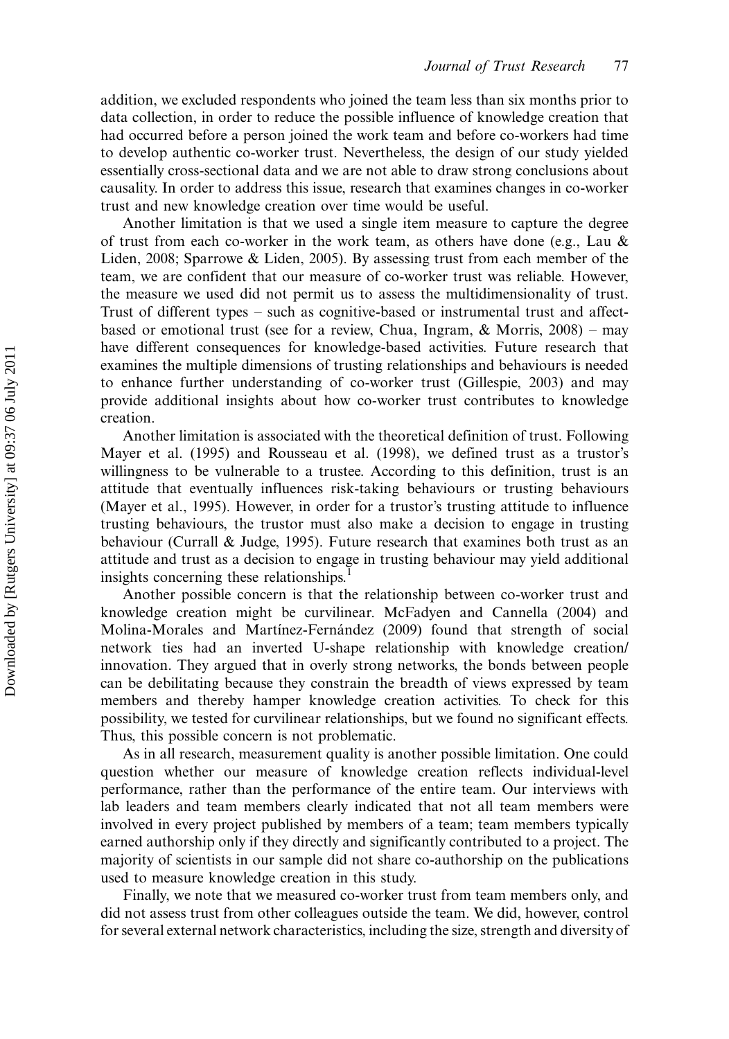addition, we excluded respondents who joined the team less than six months prior to data collection, in order to reduce the possible influence of knowledge creation that had occurred before a person joined the work team and before co-workers had time to develop authentic co-worker trust. Nevertheless, the design of our study yielded essentially cross-sectional data and we are not able to draw strong conclusions about causality. In order to address this issue, research that examines changes in co-worker trust and new knowledge creation over time would be useful.

Another limitation is that we used a single item measure to capture the degree of trust from each co-worker in the work team, as others have done (e.g., Lau & Liden, 2008; Sparrowe & Liden, 2005). By assessing trust from each member of the team, we are confident that our measure of co-worker trust was reliable. However, the measure we used did not permit us to assess the multidimensionality of trust. Trust of different types – such as cognitive-based or instrumental trust and affect-based or emotional trust (see for a review, Chua, Ingram, & Morris, 2008) – may have different consequences for knowledge-based activities. Future research that examines the multiple dimensions of trusting relationships and behaviours is needed to enhance further understanding of co-worker trust (Gillespie, 2003) and may provide additional insights about how co-worker trust contributes to knowledge creation.

Another limitation is associated with the theoretical definition of trust. Following Mayer et al. (1995) and Rousseau et al. (1998), we defined trust as a trustor's willingness to be vulnerable to a trustee. According to this definition, trust is an attitude that eventually influences risk-taking behaviours or trusting behaviours (Mayer et al., 1995). However, in order for a trustor's trusting attitude to influence trusting behaviours, the trustor must also make a decision to engage in trusting behaviour (Currall & Judge, 1995). Future research that examines both trust as an attitude and trust as a decision to engage in trusting behaviour may yield additional insights concerning these relationships.[1]

Another possible concern is that the relationship between co-worker trust and knowledge creation might be curvilinear. McFadyen and Cannella (2004) and Molina-Morales and Martínez-Fernández (2009) found that strength of social network ties had an inverted U-shape relationship with knowledge creation/innovation. They argued that in overly strong networks, the bonds between people can be debilitating because they constrain the breadth of views expressed by team members and thereby hamper knowledge creation activities. To check for this possibility, we tested for curvilinear relationships, but we found no significant effects. Thus, this possible concern is not problematic.

As in all research, measurement quality is another possible limitation. One could question whether our measure of knowledge creation reflects individual-level performance, rather than the performance of the entire team. Our interviews with lab leaders and team members clearly indicated that not all team members were involved in every project published by members of a team; team members typically earned authorship only if they directly and significantly contributed to a project. The majority of scientists in our sample did not share co-authorship on the publications used to measure knowledge creation in this study.

Finally, we note that we measured co-worker trust from team members only, and did not assess trust from other colleagues outside the team. We did, however, control for several external network characteristics, including the size, strength and diversity of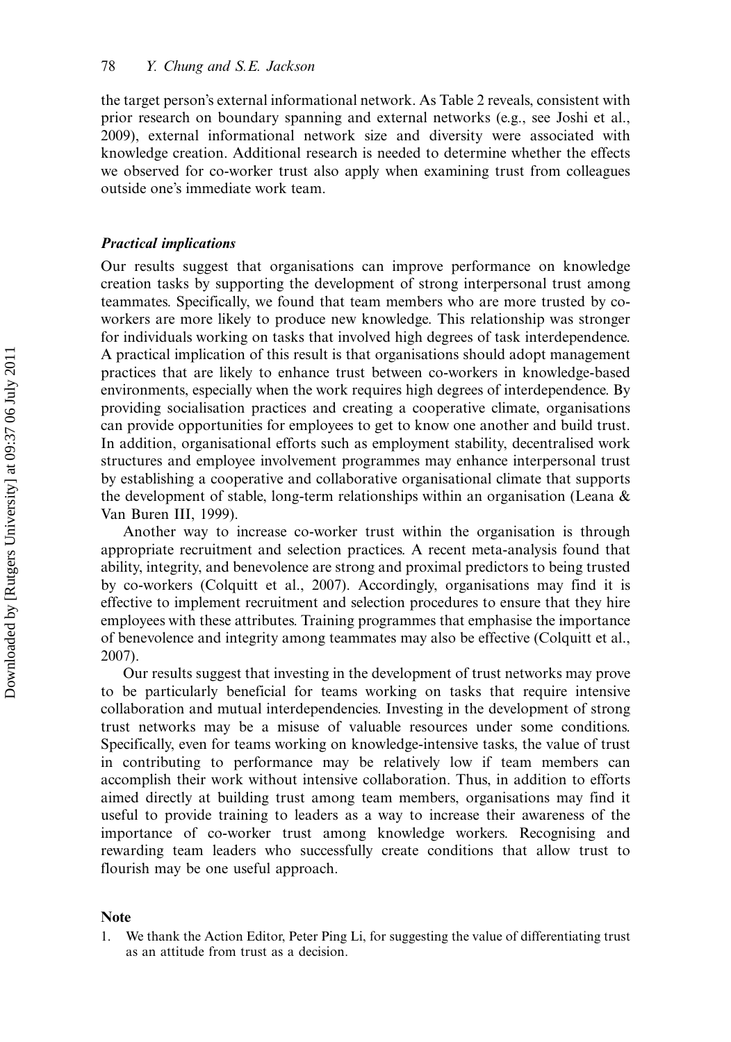the target person's external informational network. As Table 2 reveals, consistent with prior research on boundary spanning and external networks (e.g., see Joshi et al., 2009), external informational network size and diversity were associated with knowledge creation. Additional research is needed to determine whether the effects we observed for co-worker trust also apply when examining trust from colleagues outside one's immediate work team.

### *Practical implications*

Our results suggest that organisations can improve performance on knowledge creation tasks by supporting the development of strong interpersonal trust among teammates. Specifically, we found that team members who are more trusted by co-workers are more likely to produce new knowledge. This relationship was stronger for individuals working on tasks that involved high degrees of task interdependence. A practical implication of this result is that organisations should adopt management practices that are likely to enhance trust between co-workers in knowledge-based environments, especially when the work requires high degrees of interdependence. By providing socialisation practices and creating a cooperative climate, organisations can provide opportunities for employees to get to know one another and build trust. In addition, organisational efforts such as employment stability, decentralised work structures and employee involvement programmes may enhance interpersonal trust by establishing a cooperative and collaborative organisational climate that supports the development of stable, long-term relationships within an organisation (Leana & Van Buren III, 1999).

Another way to increase co-worker trust within the organisation is through appropriate recruitment and selection practices. A recent meta-analysis found that ability, integrity, and benevolence are strong and proximal predictors to being trusted by co-workers (Colquitt et al., 2007). Accordingly, organisations may find it is effective to implement recruitment and selection procedures to ensure that they hire employees with these attributes. Training programmes that emphasise the importance of benevolence and integrity among teammates may also be effective (Colquitt et al., 2007).

Our results suggest that investing in the development of trust networks may prove to be particularly beneficial for teams working on tasks that require intensive collaboration and mutual interdependencies. Investing in the development of strong trust networks may be a misuse of valuable resources under some conditions. Specifically, even for teams working on knowledge-intensive tasks, the value of trust in contributing to performance may be relatively low if team members can accomplish their work without intensive collaboration. Thus, in addition to efforts aimed directly at building trust among team members, organisations may find it useful to provide training to leaders as a way to increase their awareness of the importance of co-worker trust among knowledge workers. Recognising and rewarding team leaders who successfully create conditions that allow trust to flourish may be one useful approach.

## Note

1. We thank the Action Editor, Peter Ping Li, for suggesting the value of differentiating trust as an attitude from trust as a decision.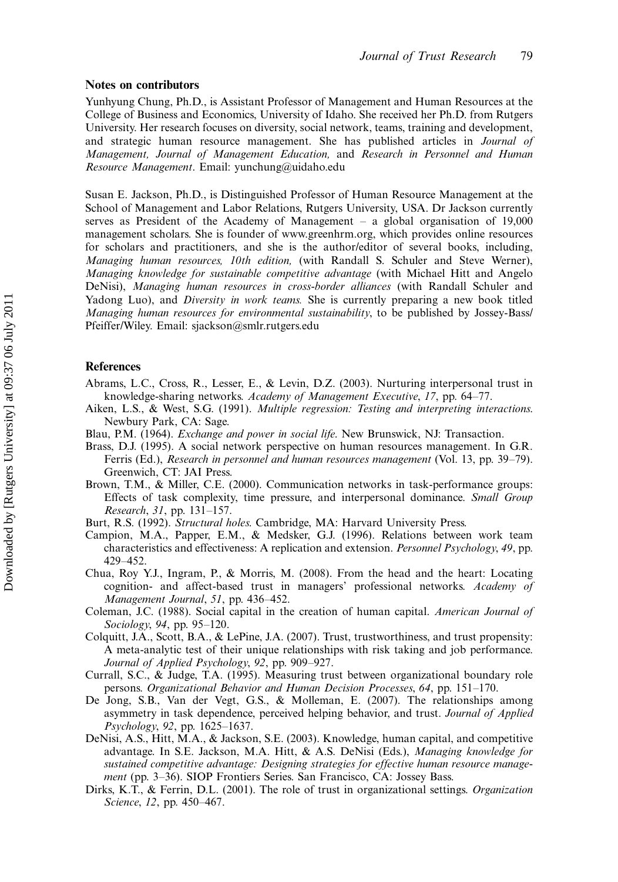## Notes on contributors

Yunhyung Chung, Ph.D., is Assistant Professor of Management and Human Resources at the College of Business and Economics, University of Idaho. She received her Ph.D. from Rutgers University. Her research focuses on diversity, social network, teams, training and development, and strategic human resource management. She has published articles in *Journal of Management, Journal of Management Education,* and *Research in Personnel and Human Resource Management*. Email: yunchung@uidaho.edu

Susan E. Jackson, Ph.D., is Distinguished Professor of Human Resource Management at the School of Management and Labor Relations, Rutgers University, USA. Dr Jackson currently serves as President of the Academy of Management – a global organisation of 19,000 management scholars. She is founder of www.greenhrm.org, which provides online resources for scholars and practitioners, and she is the author/editor of several books, including, *Managing human resources, 10th edition,* (with Randall S. Schuler and Steve Werner), *Managing knowledge for sustainable competitive advantage* (with Michael Hitt and Angelo DeNisi), *Managing human resources in cross-border alliances* (with Randall Schuler and Yadong Luo), and *Diversity in work teams.* She is currently preparing a new book titled *Managing human resources for environmental sustainability*, to be published by Jossey-Bass/Pfeiffer/Wiley. Email: sjackson@smlr.rutgers.edu

## References

Abrams, L.C., Cross, R., Lesser, E., & Levin, D.Z. (2003). Nurturing interpersonal trust in knowledge-sharing networks. *Academy of Management Executive*, *17*, pp. 64–77.

Aiken, L.S., & West, S.G. (1991). *Multiple regression: Testing and interpreting interactions.* Newbury Park, CA: Sage.

Blau, P.M. (1964). *Exchange and power in social life*. New Brunswick, NJ: Transaction.

Brass, D.J. (1995). A social network perspective on human resources management. In G.R. Ferris (Ed.), *Research in personnel and human resources management* (Vol. 13, pp. 39–79). Greenwich, CT: JAI Press.

Brown, T.M., & Miller, C.E. (2000). Communication networks in task-performance groups: Effects of task complexity, time pressure, and interpersonal dominance. *Small Group Research*, *31*, pp. 131–157.

Burt, R.S. (1992). *Structural holes.* Cambridge, MA: Harvard University Press.

Campion, M.A., Papper, E.M., & Medsker, G.J. (1996). Relations between work team characteristics and effectiveness: A replication and extension. *Personnel Psychology*, *49*, pp. 429–452.

Chua, Roy Y.J., Ingram, P., & Morris, M. (2008). From the head and the heart: Locating cognition- and affect-based trust in managers' professional networks. *Academy of Management Journal*, *51*, pp. 436–452.

Coleman, J.C. (1988). Social capital in the creation of human capital. *American Journal of Sociology*, *94*, pp. 95–120.

Colquitt, J.A., Scott, B.A., & LePine, J.A. (2007). Trust, trustworthiness, and trust propensity: A meta-analytic test of their unique relationships with risk taking and job performance. *Journal of Applied Psychology*, *92*, pp. 909–927.

Currall, S.C., & Judge, T.A. (1995). Measuring trust between organizational boundary role persons. *Organizational Behavior and Human Decision Processes*, *64*, pp. 151–170.

De Jong, S.B., Van der Vegt, G.S., & Molleman, E. (2007). The relationships among asymmetry in task dependence, perceived helping behavior, and trust. *Journal of Applied Psychology*, *92*, pp. 1625–1637.

DeNisi, A.S., Hitt, M.A., & Jackson, S.E. (2003). Knowledge, human capital, and competitive advantage. In S.E. Jackson, M.A. Hitt, & A.S. DeNisi (Eds.), *Managing knowledge for sustained competitive advantage: Designing strategies for effective human resource management* (pp. 3–36). SIOP Frontiers Series. San Francisco, CA: Jossey Bass.

Dirks, K.T., & Ferrin, D.L. (2001). The role of trust in organizational settings. *Organization Science*, *12*, pp. 450–467.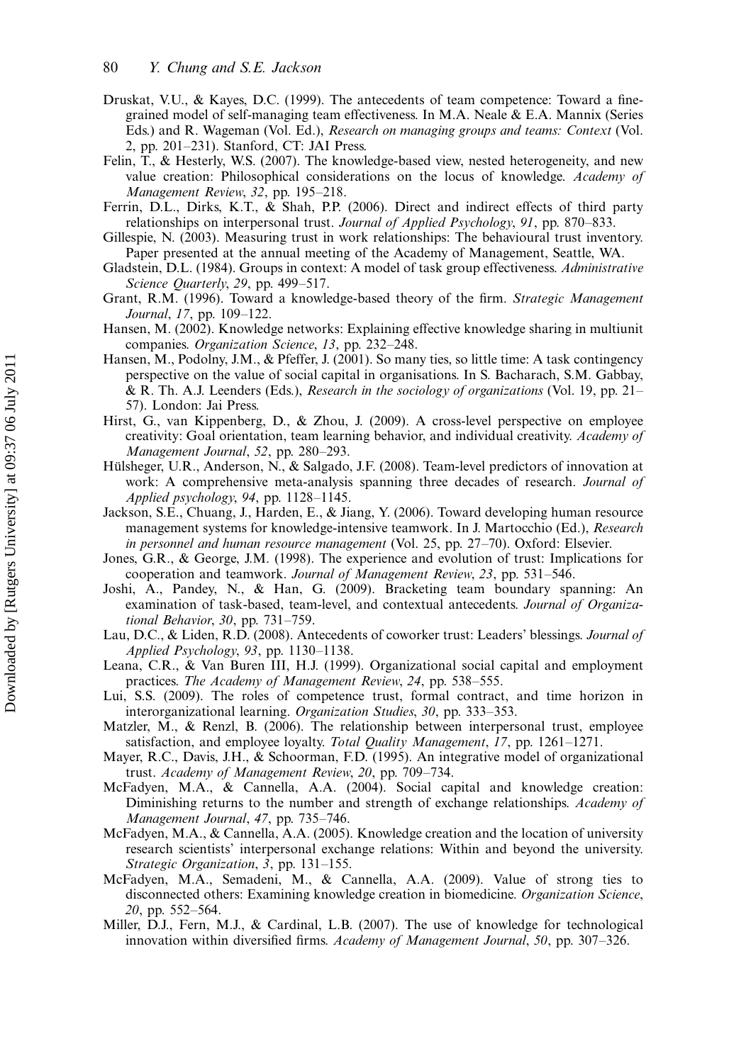Druskat, V.U., & Kayes, D.C. (1999). The antecedents of team competence: Toward a fine-grained model of self-managing team effectiveness. In M.A. Neale & E.A. Mannix (Series Eds.) and R. Wageman (Vol. Ed.), *Research on managing groups and teams: Context* (Vol. 2, pp. 201–231). Stanford, CT: JAI Press.

Felin, T., & Hesterly, W.S. (2007). The knowledge-based view, nested heterogeneity, and new value creation: Philosophical considerations on the locus of knowledge. *Academy of Management Review*, *32*, pp. 195–218.

Ferrin, D.L., Dirks, K.T., & Shah, P.P. (2006). Direct and indirect effects of third party relationships on interpersonal trust. *Journal of Applied Psychology*, *91*, pp. 870–833.

Gillespie, N. (2003). Measuring trust in work relationships: The behavioural trust inventory. Paper presented at the annual meeting of the Academy of Management, Seattle, WA.

Gladstein, D.L. (1984). Groups in context: A model of task group effectiveness. *Administrative Science Quarterly*, *29*, pp. 499–517.

Grant, R.M. (1996). Toward a knowledge-based theory of the firm. *Strategic Management Journal*, *17*, pp. 109–122.

Hansen, M. (2002). Knowledge networks: Explaining effective knowledge sharing in multiunit companies. *Organization Science*, *13*, pp. 232–248.

Hansen, M., Podolny, J.M., & Pfeffer, J. (2001). So many ties, so little time: A task contingency perspective on the value of social capital in organisations. In S. Bacharach, S.M. Gabbay, & R. Th. A.J. Leenders (Eds.), *Research in the sociology of organizations* (Vol. 19, pp. 21–57). London: Jai Press.

Hirst, G., van Kippenberg, D., & Zhou, J. (2009). A cross-level perspective on employee creativity: Goal orientation, team learning behavior, and individual creativity. *Academy of Management Journal*, *52*, pp. 280–293.

Hülsheger, U.R., Anderson, N., & Salgado, J.F. (2008). Team-level predictors of innovation at work: A comprehensive meta-analysis spanning three decades of research. *Journal of Applied psychology*, *94*, pp. 1128–1145.

Jackson, S.E., Chuang, J., Harden, E., & Jiang, Y. (2006). Toward developing human resource management systems for knowledge-intensive teamwork. In J. Martocchio (Ed.), *Research in personnel and human resource management* (Vol. 25, pp. 27–70). Oxford: Elsevier.

Jones, G.R., & George, J.M. (1998). The experience and evolution of trust: Implications for cooperation and teamwork. *Journal of Management Review*, *23*, pp. 531–546.

Joshi, A., Pandey, N., & Han, G. (2009). Bracketing team boundary spanning: An examination of task-based, team-level, and contextual antecedents. *Journal of Organizational Behavior*, *30*, pp. 731–759.

Lau, D.C., & Liden, R.D. (2008). Antecedents of coworker trust: Leaders' blessings. *Journal of Applied Psychology*, *93*, pp. 1130–1138.

Leana, C.R., & Van Buren III, H.J. (1999). Organizational social capital and employment practices. *The Academy of Management Review*, *24*, pp. 538–555.

Lui, S.S. (2009). The roles of competence trust, formal contract, and time horizon in interorganizational learning. *Organization Studies*, *30*, pp. 333–353.

Matzler, M., & Renzl, B. (2006). The relationship between interpersonal trust, employee satisfaction, and employee loyalty. *Total Quality Management*, *17*, pp. 1261–1271.

Mayer, R.C., Davis, J.H., & Schoorman, F.D. (1995). An integrative model of organizational trust. *Academy of Management Review*, *20*, pp. 709–734.

McFadyen, M.A., & Cannella, A.A. (2004). Social capital and knowledge creation: Diminishing returns to the number and strength of exchange relationships. *Academy of Management Journal*, *47*, pp. 735–746.

McFadyen, M.A., & Cannella, A.A. (2005). Knowledge creation and the location of university research scientists' interpersonal exchange relations: Within and beyond the university. *Strategic Organization*, *3*, pp. 131–155.

McFadyen, M.A., Semadeni, M., & Cannella, A.A. (2009). Value of strong ties to disconnected others: Examining knowledge creation in biomedicine. *Organization Science*, *20*, pp. 552–564.

Miller, D.J., Fern, M.J., & Cardinal, L.B. (2007). The use of knowledge for technological innovation within diversified firms. *Academy of Management Journal*, *50*, pp. 307–326.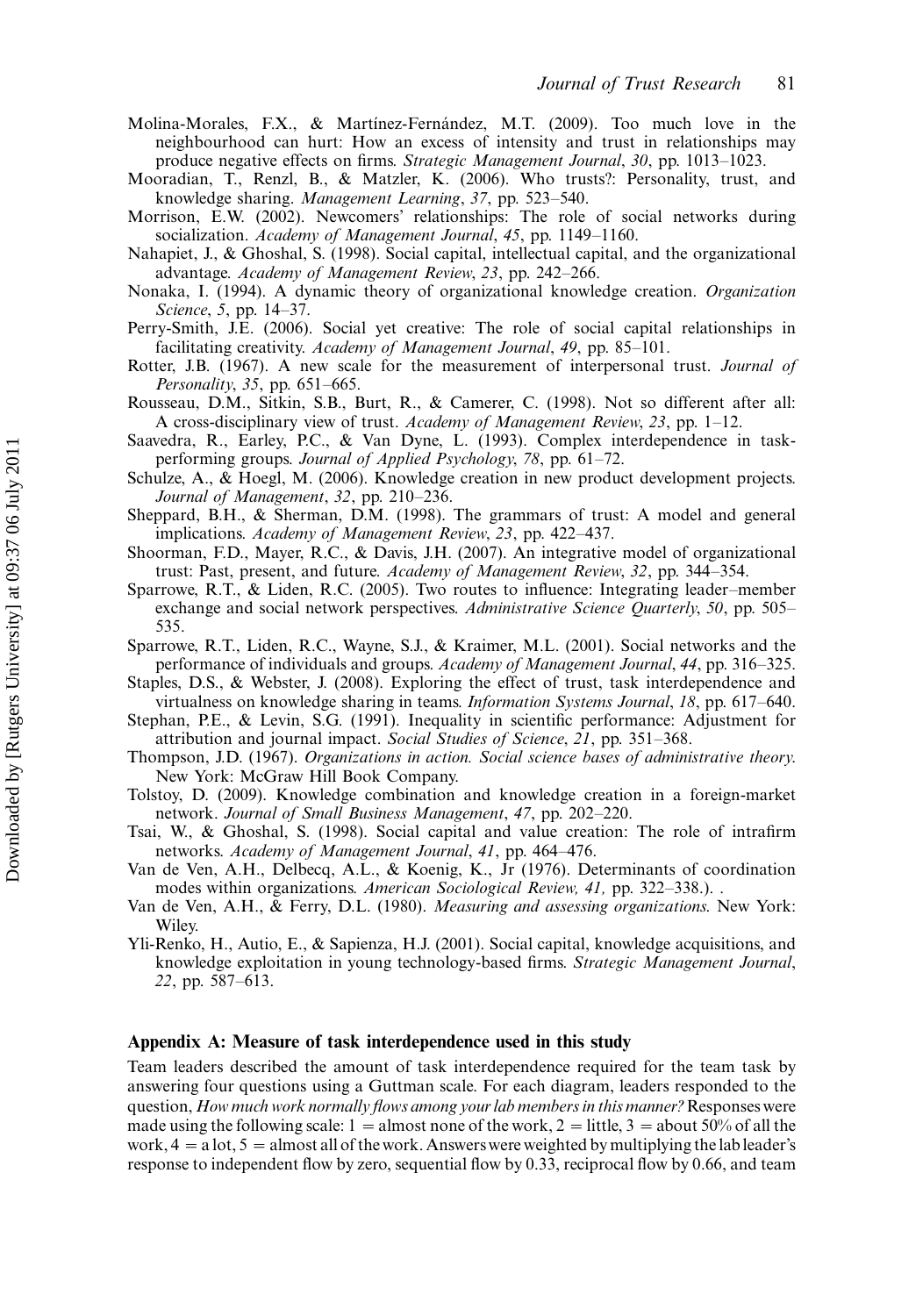Molina-Morales, F.X., & Martínez-Fernández, M.T. (2009). Too much love in the neighbourhood can hurt: How an excess of intensity and trust in relationships may produce negative effects on firms. *Strategic Management Journal*, *30*, pp. 1013–1023.

Mooradian, T., Renzl, B., & Matzler, K. (2006). Who trusts?: Personality, trust, and knowledge sharing. *Management Learning*, *37*, pp. 523–540.

Morrison, E.W. (2002). Newcomers' relationships: The role of social networks during socialization. *Academy of Management Journal*, *45*, pp. 1149–1160.

Nahapiet, J., & Ghoshal, S. (1998). Social capital, intellectual capital, and the organizational advantage. *Academy of Management Review*, *23*, pp. 242–266.

Nonaka, I. (1994). A dynamic theory of organizational knowledge creation. *Organization Science*, *5*, pp. 14–37.

Perry-Smith, J.E. (2006). Social yet creative: The role of social capital relationships in facilitating creativity. *Academy of Management Journal*, *49*, pp. 85–101.

Rotter, J.B. (1967). A new scale for the measurement of interpersonal trust. *Journal of Personality*, *35*, pp. 651–665.

Rousseau, D.M., Sitkin, S.B., Burt, R., & Camerer, C. (1998). Not so different after all: A cross-disciplinary view of trust. *Academy of Management Review*, *23*, pp. 1–12.

Saavedra, R., Earley, P.C., & Van Dyne, L. (1993). Complex interdependence in task-performing groups. *Journal of Applied Psychology*, *78*, pp. 61–72.

Schulze, A., & Hoegl, M. (2006). Knowledge creation in new product development projects. *Journal of Management*, *32*, pp. 210–236.

Sheppard, B.H., & Sherman, D.M. (1998). The grammars of trust: A model and general implications. *Academy of Management Review*, *23*, pp. 422–437.

Shoorman, F.D., Mayer, R.C., & Davis, J.H. (2007). An integrative model of organizational trust: Past, present, and future. *Academy of Management Review*, *32*, pp. 344–354.

Sparrowe, R.T., & Liden, R.C. (2005). Two routes to influence: Integrating leader–member exchange and social network perspectives. *Administrative Science Quarterly*, *50*, pp. 505–535.

Sparrowe, R.T., Liden, R.C., Wayne, S.J., & Kraimer, M.L. (2001). Social networks and the performance of individuals and groups. *Academy of Management Journal*, *44*, pp. 316–325.

Staples, D.S., & Webster, J. (2008). Exploring the effect of trust, task interdependence and virtualness on knowledge sharing in teams. *Information Systems Journal*, *18*, pp. 617–640.

Stephan, P.E., & Levin, S.G. (1991). Inequality in scientific performance: Adjustment for attribution and journal impact. *Social Studies of Science*, *21*, pp. 351–368.

Thompson, J.D. (1967). *Organizations in action. Social science bases of administrative theory.* New York: McGraw Hill Book Company.

Tolstoy, D. (2009). Knowledge combination and knowledge creation in a foreign-market network. *Journal of Small Business Management*, *47*, pp. 202–220.

Tsai, W., & Ghoshal, S. (1998). Social capital and value creation: The role of intrafirm networks. *Academy of Management Journal*, *41*, pp. 464–476.

Van de Ven, A.H., Delbecq, A.L., & Koenig, K., Jr (1976). Determinants of coordination modes within organizations. *American Sociological Review, 41,* pp. 322–338.). .

Van de Ven, A.H., & Ferry, D.L. (1980). *Measuring and assessing organizations.* New York: Wiley.

Yli-Renko, H., Autio, E., & Sapienza, H.J. (2001). Social capital, knowledge acquisitions, and knowledge exploitation in young technology-based firms. *Strategic Management Journal*, *22*, pp. 587–613.

## Appendix A: Measure of task interdependence used in this study

Team leaders described the amount of task interdependence required for the team task by answering four questions using a Guttman scale. For each diagram, leaders responded to the question, *How much work normally flows among your lab members in this manner?* Responses were made using the following scale: 1 = almost none of the work, 2 = little, 3 = about 50% of all the work, 4 = a lot, 5 = almost all of the work. Answers were weighted by multiplying the lab leader's response to independent flow by zero, sequential flow by 0.33, reciprocal flow by 0.66, and team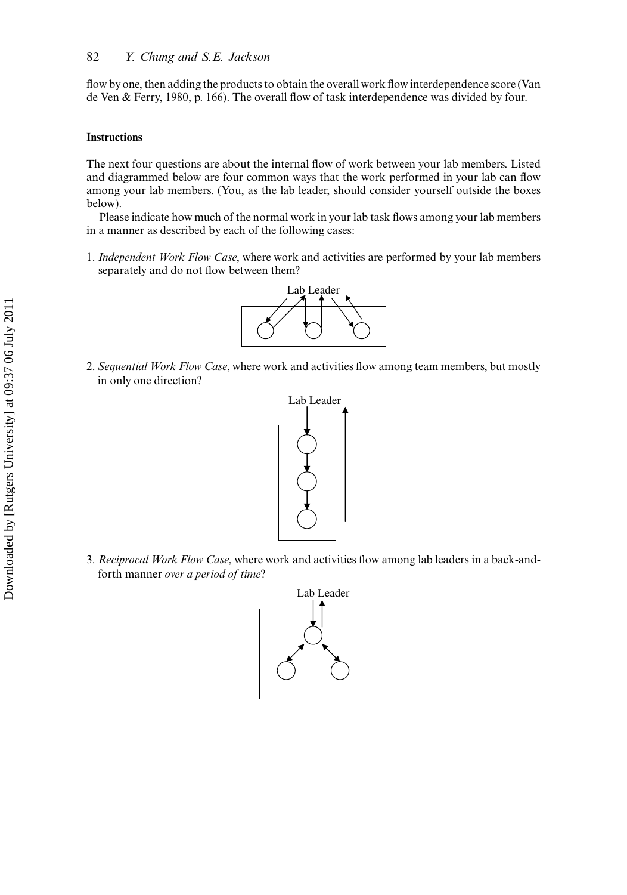flow by one, then adding the products to obtain the overall work flow interdependence score (Van de Ven & Ferry, 1980, p. 166). The overall flow of task interdependence was divided by four.

**Instructions**

The next four questions are about the internal flow of work between your lab members. Listed and diagrammed below are four common ways that the work performed in your lab can flow among your lab members. (You, as the lab leader, should consider yourself outside the boxes below).

Please indicate how much of the normal work in your lab task flows among your lab members in a manner as described by each of the following cases:

1. *Independent Work Flow Case*, where work and activities are performed by your lab members separately and do not flow between them?

2. *Sequential Work Flow Case*, where work and activities flow among team members, but mostly in only one direction?

3. *Reciprocal Work Flow Case*, where work and activities flow among lab leaders in a back-and-forth manner *over a period of time*?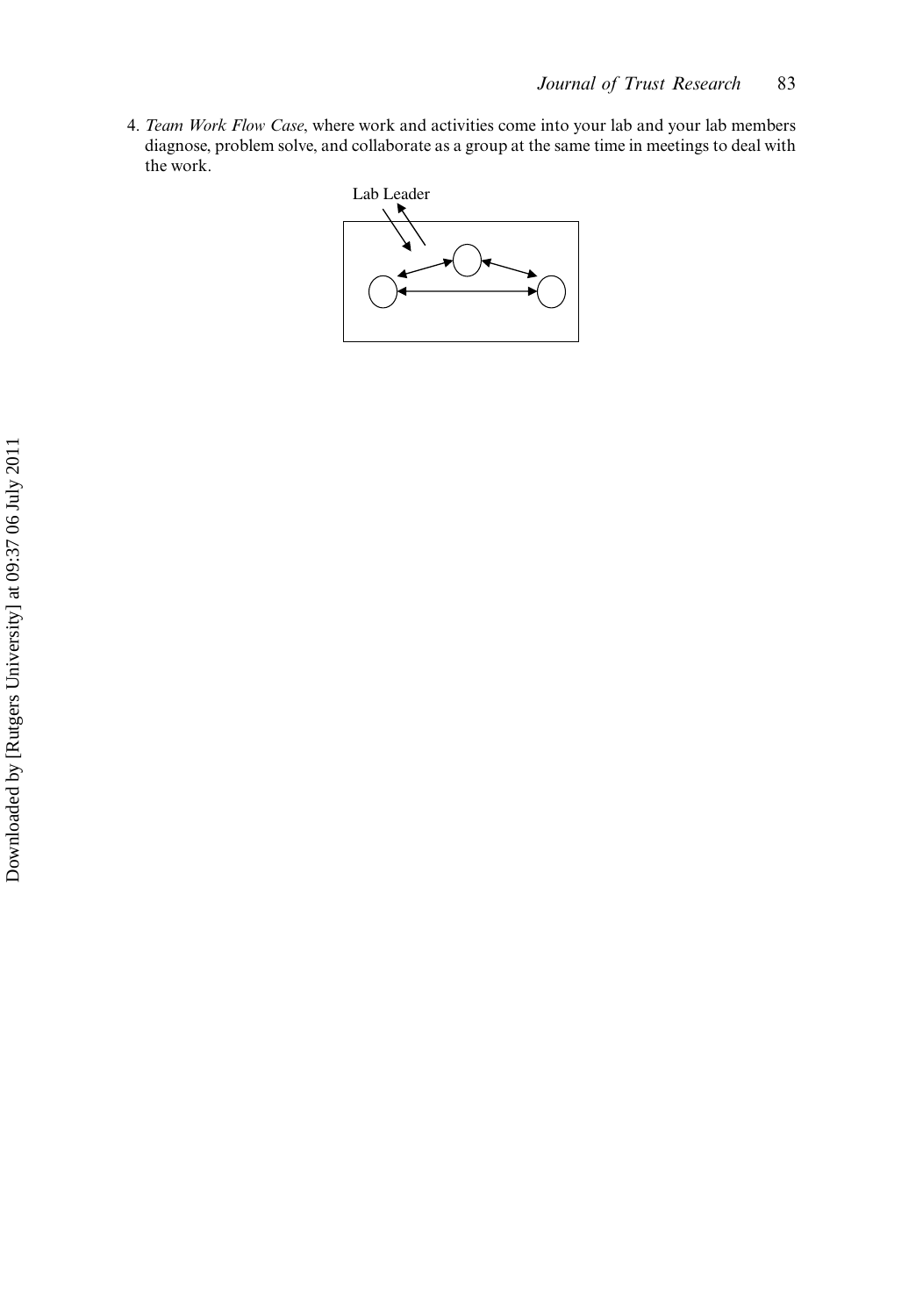4. *Team Work Flow Case*, where work and activities come into your lab and your lab members diagnose, problem solve, and collaborate as a group at the same time in meetings to deal with the work.

Lab Leader